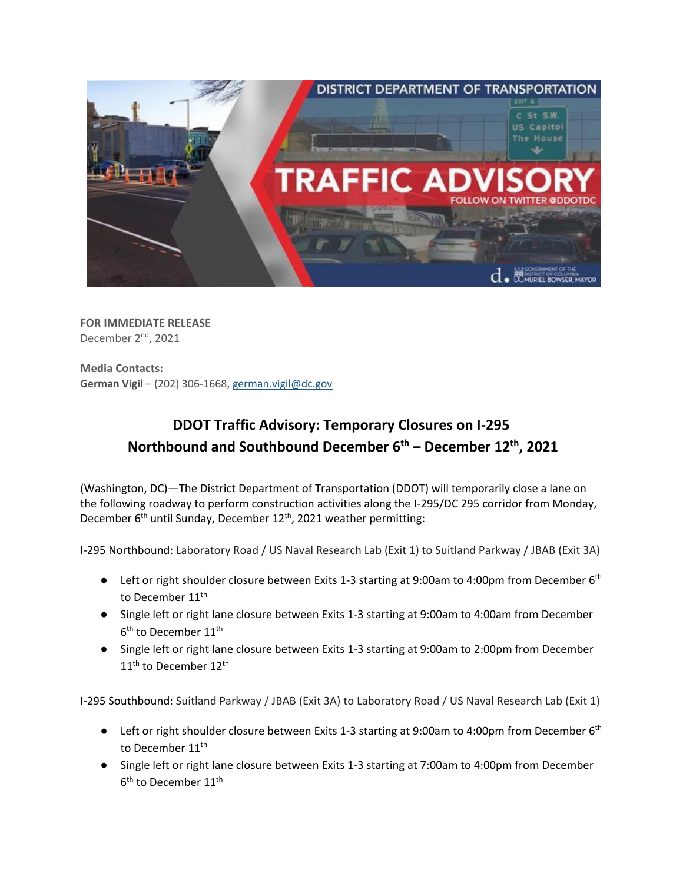**FOR IMMEDIATE RELEASE**
December 2nd, 2021

**Media Contacts:**
**German Vigil** – (202) 306-1668, german.vigil@dc.gov

# DDOT Traffic Advisory: Temporary Closures on I-295 Northbound and Southbound December 6th – December 12th, 2021

(Washington, DC)—The District Department of Transportation (DDOT) will temporarily close a lane on the following roadway to perform construction activities along the I-295/DC 295 corridor from Monday, December 6th until Sunday, December 12th, 2021 weather permitting:

I-295 Northbound: Laboratory Road / US Naval Research Lab (Exit 1) to Suitland Parkway / JBAB (Exit 3A)

- Left or right shoulder closure between Exits 1-3 starting at 9:00am to 4:00pm from December 6th to December 11th
- Single left or right lane closure between Exits 1-3 starting at 9:00am to 4:00am from December 6th to December 11th
- Single left or right lane closure between Exits 1-3 starting at 9:00am to 2:00pm from December 11th to December 12th

I-295 Southbound: Suitland Parkway / JBAB (Exit 3A) to Laboratory Road / US Naval Research Lab (Exit 1)

- Left or right shoulder closure between Exits 1-3 starting at 9:00am to 4:00pm from December 6th to December 11th
- Single left or right lane closure between Exits 1-3 starting at 7:00am to 4:00pm from December 6th to December 11th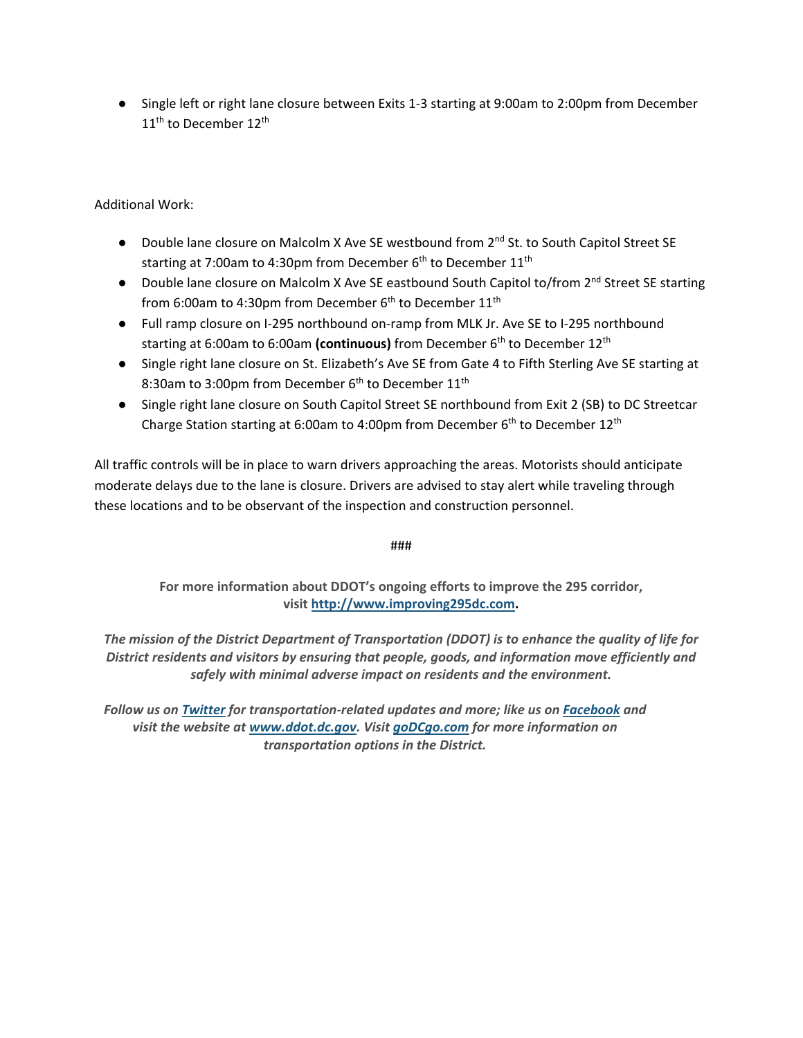- Single left or right lane closure between Exits 1-3 starting at 9:00am to 2:00pm from December 11th to December 12th

Additional Work:

- Double lane closure on Malcolm X Ave SE westbound from 2nd St. to South Capitol Street SE starting at 7:00am to 4:30pm from December 6th to December 11th
- Double lane closure on Malcolm X Ave SE eastbound South Capitol to/from 2nd Street SE starting from 6:00am to 4:30pm from December 6th to December 11th
- Full ramp closure on I-295 northbound on-ramp from MLK Jr. Ave SE to I-295 northbound starting at 6:00am to 6:00am **(continuous)** from December 6th to December 12th
- Single right lane closure on St. Elizabeth's Ave SE from Gate 4 to Fifth Sterling Ave SE starting at 8:30am to 3:00pm from December 6th to December 11th
- Single right lane closure on South Capitol Street SE northbound from Exit 2 (SB) to DC Streetcar Charge Station starting at 6:00am to 4:00pm from December 6th to December 12th

All traffic controls will be in place to warn drivers approaching the areas. Motorists should anticipate moderate delays due to the lane is closure. Drivers are advised to stay alert while traveling through these locations and to be observant of the inspection and construction personnel.

###

**For more information about DDOT's ongoing efforts to improve the 295 corridor, visit [http://www.improving295dc.com](http://www.improving295dc.com).**

***The mission of the District Department of Transportation (DDOT) is to enhance the quality of life for District residents and visitors by ensuring that people, goods, and information move efficiently and safely with minimal adverse impact on residents and the environment.***

***Follow us on Twitter for transportation-related updates and more; like us on Facebook and visit the website at www.ddot.dc.gov. Visit goDCgo.com for more information on transportation options in the District.***